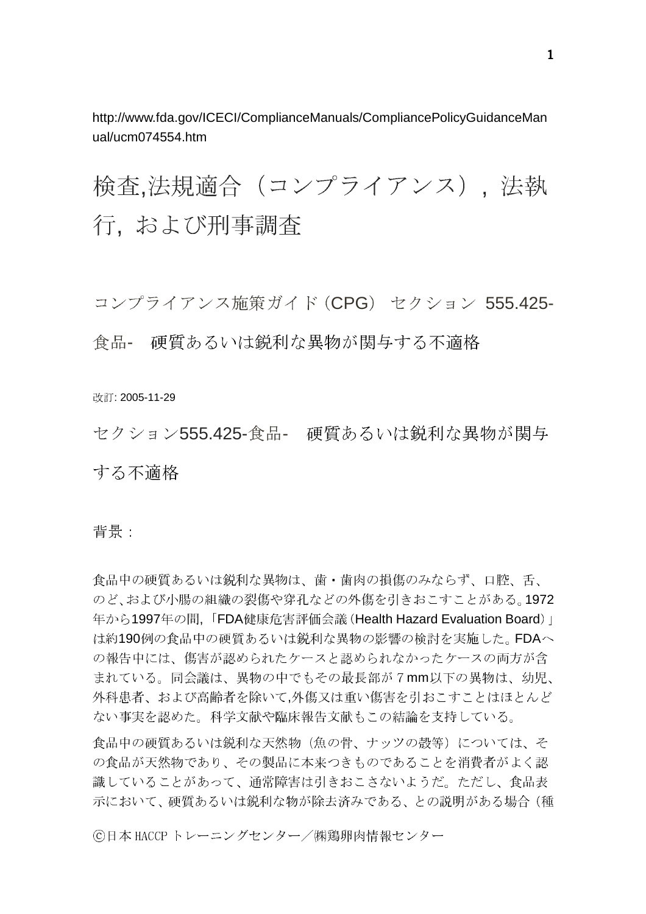http://www.fda.gov/ICECI/ComplianceManuals/CompliancePolicyGuidanceManual/ucm074554.htm

# 検査,法規適合（コンプライアンス）, 法執行, および刑事調査

## コンプライアンス施策ガイド（CPG） セクション 555.425-食品- 硬質あるいは鋭利な異物が関与する不適格

改訂: 2005-11-29

## セクション555.425-食品- 硬質あるいは鋭利な異物が関与する不適格

### 背景：

食品中の硬質あるいは鋭利な異物は、歯・歯肉の損傷のみならず、口腔、舌、のど、および小腸の組織の裂傷や穿孔などの外傷を引きおこすことがある。1972年から1997年の間,「FDA健康危害評価会議（Health Hazard Evaluation Board）」は約190例の食品中の硬質あるいは鋭利な異物の影響の検討を実施した。FDAへの報告中には、傷害が認められたケースと認められなかったケースの両方が含まれている。同会議は、異物の中でもその最長部が７mm以下の異物は、幼児、外科患者、および高齢者を除いて,外傷又は重い傷害を引おこすことはほとんどない事実を認めた。科学文献や臨床報告文献もこの結論を支持している。

食品中の硬質あるいは鋭利な天然物（魚の骨、ナッツの殻等）については、その食品が天然物であり、その製品に本来つきものであることを消費者がよく認識していることがあって、通常障害は引きおこさないようだ。ただし、食品表示において、硬質あるいは鋭利な物が除去済みである、との説明がある場合（種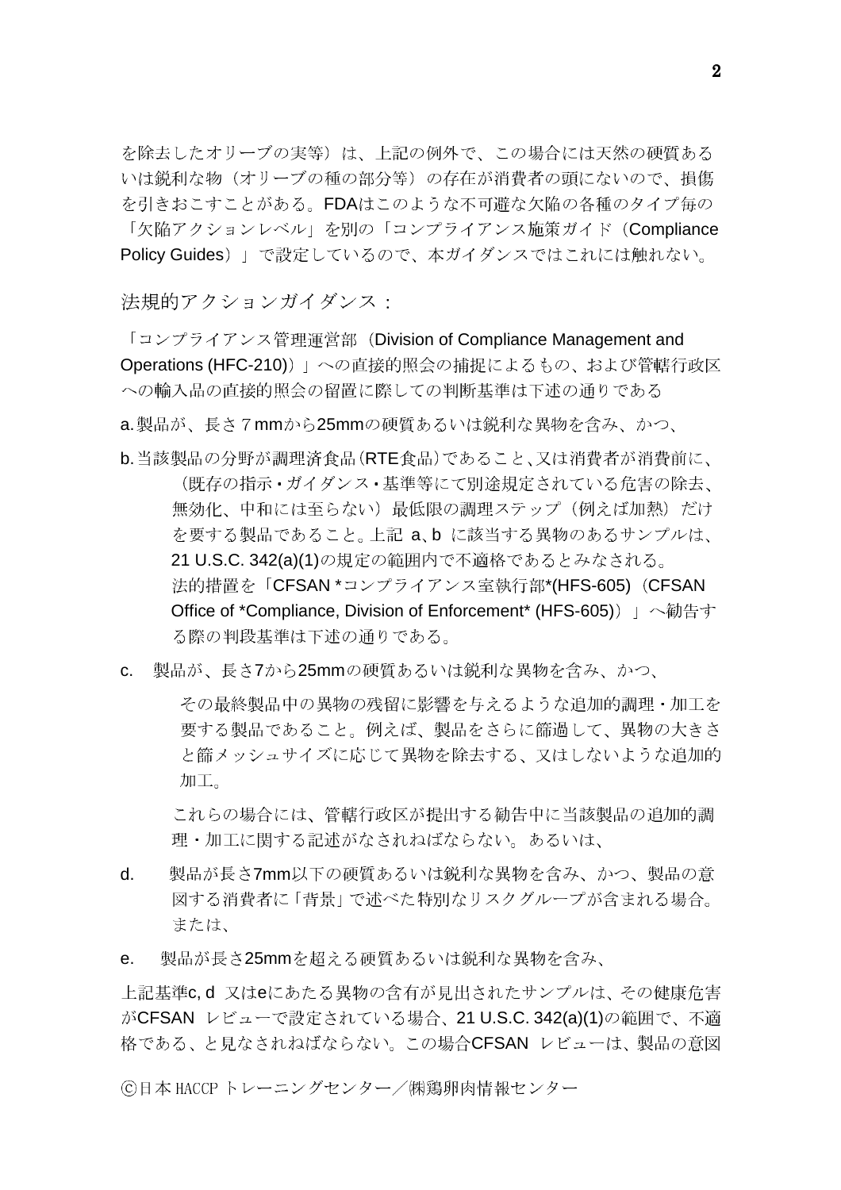を除去したオリーブの実等）は、上記の例外で、この場合には天然の硬質あるいは鋭利な物（オリーブの種の部分等）の存在が消費者の頭にないので、損傷を引きおこすことがある。FDAはこのような不可避な欠陥の各種のタイプ毎の「欠陥アクションレベル」を別の「コンプライアンス施策ガイド（Compliance Policy Guides）」で設定しているので、本ガイダンスではこれには触れない。

法規的アクションガイダンス：

「コンプライアンス管理運営部（Division of Compliance Management and Operations (HFC-210)）」への直接的照会の捕捉によるもの、および管轄行政区への輸入品の直接的照会の留置に際しての判断基準は下述の通りである

a. 製品が、長さ７mmから25mmの硬質あるいは鋭利な異物を含み、かつ、

b. 当該製品の分野が調理済食品（RTE食品）であること、又は消費者が消費前に、（既存の指示・ガイダンス・基準等にて別途規定されている危害の除去、無効化、中和には至らない）最低限の調理ステップ（例えば加熱）だけを要する製品であること。上記 a、b に該当する異物のあるサンプルは、21 U.S.C. 342(a)(1)の規定の範囲内で不適格であるとみなされる。
法的措置を「CFSAN *コンプライアンス室執行部*(HFS-605)（CFSAN Office of *Compliance, Division of Enforcement* (HFS-605)）」へ勧告する際の判段基準は下述の通りである。

c. 製品が、長さ7から25mmの硬質あるいは鋭利な異物を含み、かつ、

その最終製品中の異物の残留に影響を与えるような追加的調理・加工を要する製品であること。例えば、製品をさらに篩過して、異物の大きさと篩メッシュサイズに応じて異物を除去する、又はしないような追加的加工。

これらの場合には、管轄行政区が提出する勧告中に当該製品の追加的調理・加工に関する記述がなされねばならない。あるいは、

d. 製品が長さ7mm以下の硬質あるいは鋭利な異物を含み、かつ、製品の意図する消費者に「背景」で述べた特別なリスクグループが含まれる場合。または、

e. 製品が長さ25mmを超える硬質あるいは鋭利な異物を含み、

上記基準c, d 又はeにあたる異物の含有が見出されたサンプルは、その健康危害がCFSAN レビューで設定されている場合、21 U.S.C. 342(a)(1)の範囲で、不適格である、と見なされねばならない。この場合CFSAN レビューは、製品の意図

ⓒ日本 HACCP トレーニングセンター／㈱鶏卵肉情報センター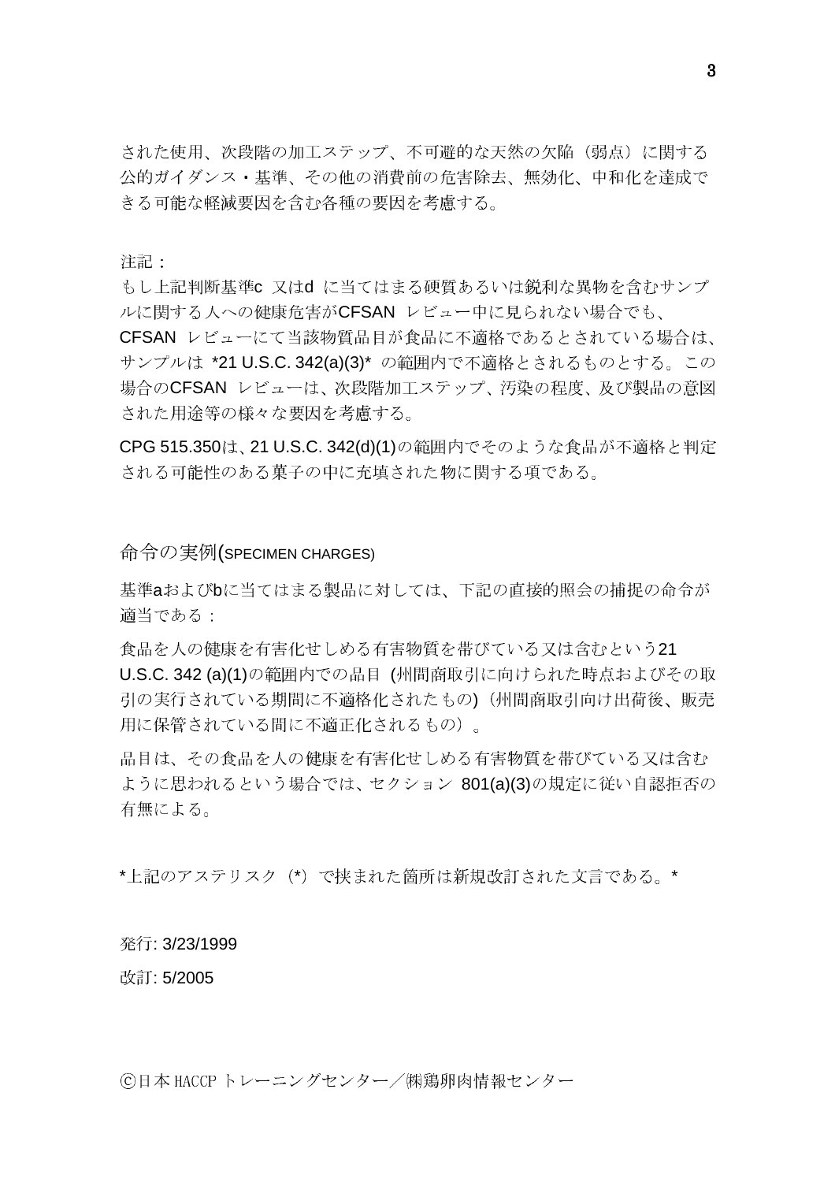された使用、次段階の加工ステップ、不可避的な天然の欠陥（弱点）に関する公的ガイダンス・基準、その他の消費前の危害除去、無効化、中和化を達成できる可能な軽減要因を含む各種の要因を考慮する。

注記：

もし上記判断基準c 又はd に当てはまる硬質あるいは鋭利な異物を含むサンプルに関する人への健康危害がCFSAN レビュー中に見られない場合でも、CFSAN レビューにて当該物質品目が食品に不適格であるとされている場合は、サンプルは *21 U.S.C. 342(a)(3)* の範囲内で不適格とされるものとする。この場合のCFSAN レビューは、次段階加工ステップ、汚染の程度、及び製品の意図された用途等の様々な要因を考慮する。

CPG 515.350は、21 U.S.C. 342(d)(1)の範囲内でそのような食品が不適格と判定される可能性のある菓子の中に充填された物に関する項である。

## 命令の実例(SPECIMEN CHARGES)

基準aおよびbに当てはまる製品に対しては、下記の直接的照会の捕捉の命令が適当である：

食品を人の健康を有害化せしめる有害物質を帯びている又は含むという21 U.S.C. 342 (a)(1)の範囲内での品目 (州間商取引に向けられた時点およびその取引の実行されている期間に不適格化されたもの)（州間商取引向け出荷後、販売用に保管されている間に不適正化されるもの）。

品目は、その食品を人の健康を有害化せしめる有害物質を帯びている又は含むように思われるという場合では、セクション 801(a)(3)の規定に従い自認拒否の有無による。

*上記のアステリスク（*）で挟まれた箇所は新規改訂された文言である。*

発行: 3/23/1999

改訂: 5/2005

ⓒ日本 HACCP トレーニングセンター／㈱鶏卵肉情報センター